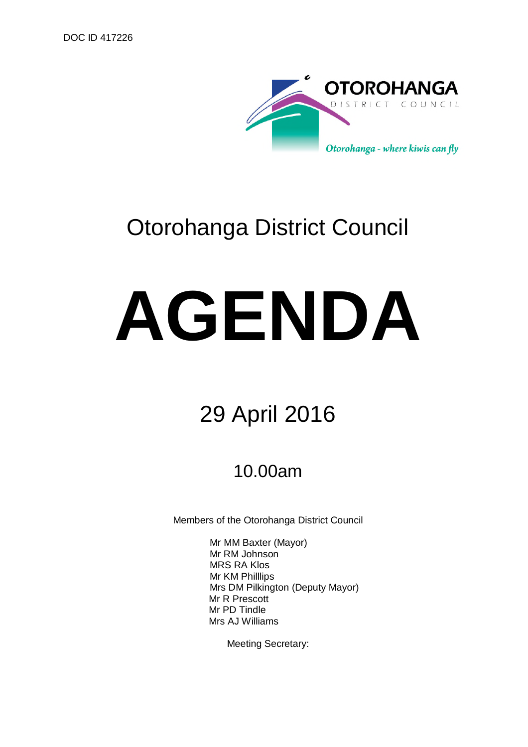DOC ID 417226

OTOROHANGA DISTRICT COUNCIL

*Otorohanga - where kiwis can fly*

# Otorohanga District Council

# AGENDA

## 29 April 2016

### 10.00am

Members of the Otorohanga District Council

Mr MM Baxter (Mayor)
Mr RM Johnson
MRS RA Klos
Mr KM Philllips
Mrs DM Pilkington (Deputy Mayor)
Mr R Prescott
Mr PD Tindle
Mrs AJ Williams

Meeting Secretary: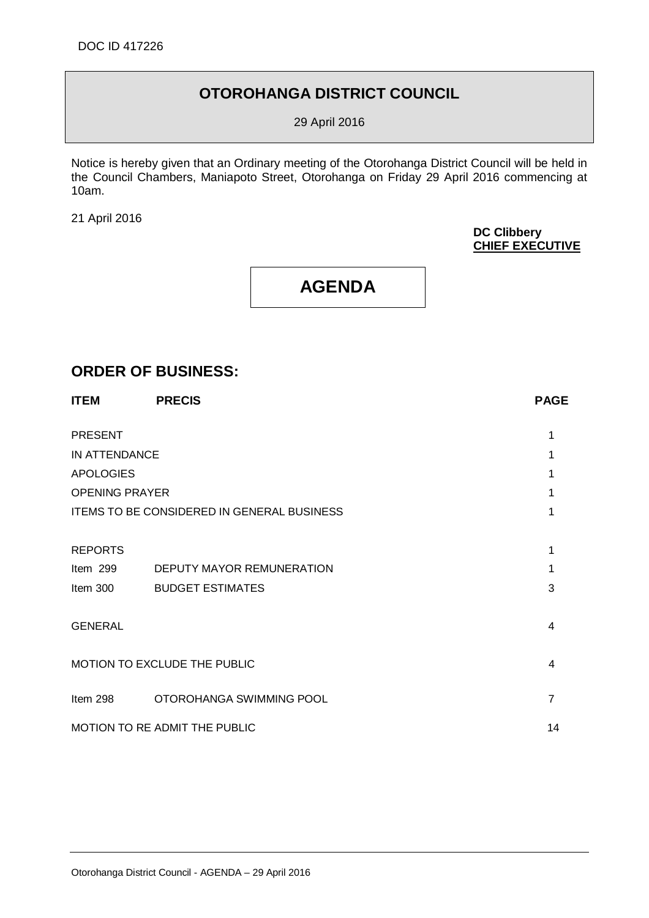DOC ID 417226

# OTOROHANGA DISTRICT COUNCIL

29 April 2016

Notice is hereby given that an Ordinary meeting of the Otorohanga District Council will be held in the Council Chambers, Maniapoto Street, Otorohanga on Friday 29 April 2016 commencing at 10am.

21 April 2016

**DC Clibbery**
**CHIEF EXECUTIVE**

# AGENDA

## ORDER OF BUSINESS:

| ITEM | PRECIS | PAGE |
|---|---|---|
| PRESENT | | 1 |
| IN ATTENDANCE | | 1 |
| APOLOGIES | | 1 |
| OPENING PRAYER | | 1 |
| ITEMS TO BE CONSIDERED IN GENERAL BUSINESS | | 1 |
| REPORTS | | 1 |
| Item 299 | DEPUTY MAYOR REMUNERATION | 1 |
| Item 300 | BUDGET ESTIMATES | 3 |
| GENERAL | | 4 |
| MOTION TO EXCLUDE THE PUBLIC | | 4 |
| Item 298 | OTOROHANGA SWIMMING POOL | 7 |
| MOTION TO RE ADMIT THE PUBLIC | | 14 |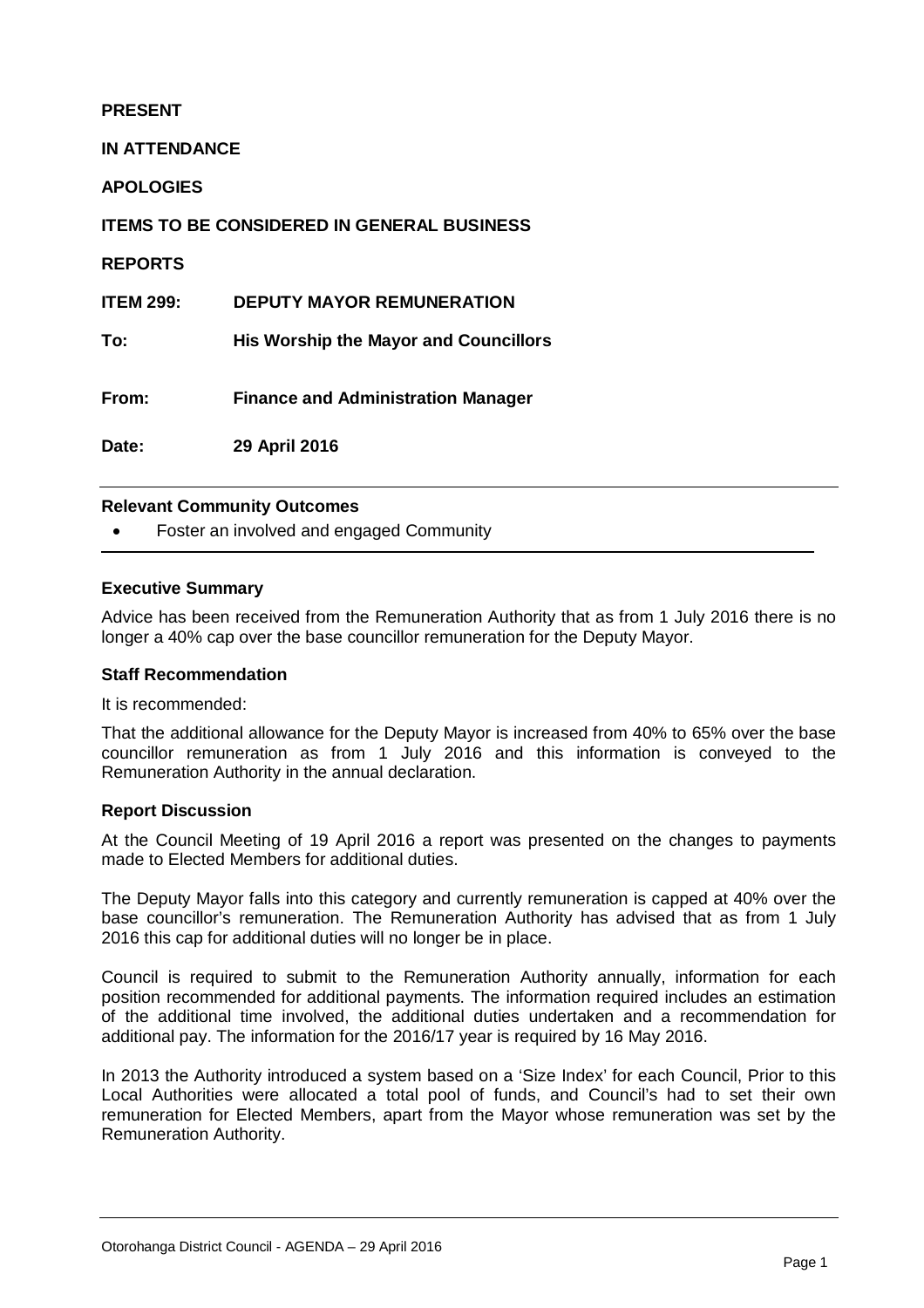**PRESENT**

**IN ATTENDANCE**

**APOLOGIES**

**ITEMS TO BE CONSIDERED IN GENERAL BUSINESS**

**REPORTS**

| | |
|---|---|
| **ITEM 299:** | **DEPUTY MAYOR REMUNERATION** |
| **To:** | **His Worship the Mayor and Councillors** |
| **From:** | **Finance and Administration Manager** |
| **Date:** | **29 April 2016** |

---

**Relevant Community Outcomes**

- Foster an involved and engaged Community

---

**Executive Summary**

Advice has been received from the Remuneration Authority that as from 1 July 2016 there is no longer a 40% cap over the base councillor remuneration for the Deputy Mayor.

**Staff Recommendation**

It is recommended:

That the additional allowance for the Deputy Mayor is increased from 40% to 65% over the base councillor remuneration as from 1 July 2016 and this information is conveyed to the Remuneration Authority in the annual declaration.

**Report Discussion**

At the Council Meeting of 19 April 2016 a report was presented on the changes to payments made to Elected Members for additional duties.

The Deputy Mayor falls into this category and currently remuneration is capped at 40% over the base councillor's remuneration. The Remuneration Authority has advised that as from 1 July 2016 this cap for additional duties will no longer be in place.

Council is required to submit to the Remuneration Authority annually, information for each position recommended for additional payments. The information required includes an estimation of the additional time involved, the additional duties undertaken and a recommendation for additional pay. The information for the 2016/17 year is required by 16 May 2016.

In 2013 the Authority introduced a system based on a 'Size Index' for each Council, Prior to this Local Authorities were allocated a total pool of funds, and Council's had to set their own remuneration for Elected Members, apart from the Mayor whose remuneration was set by the Remuneration Authority.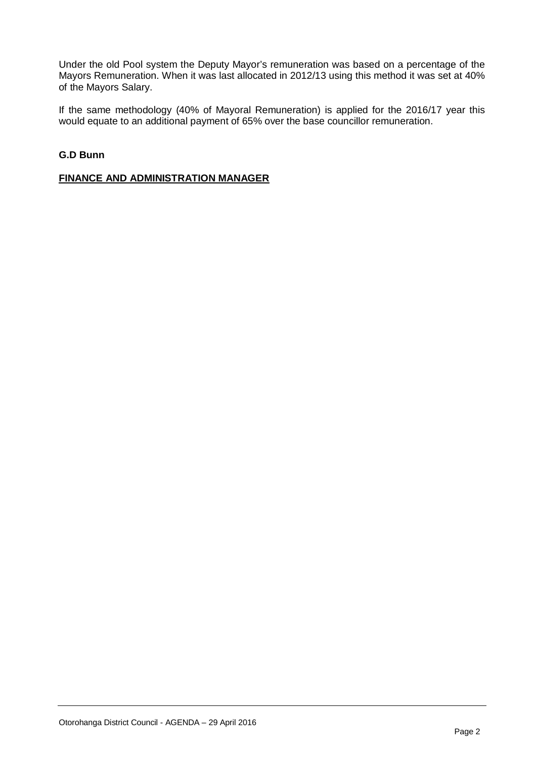Under the old Pool system the Deputy Mayor's remuneration was based on a percentage of the Mayors Remuneration. When it was last allocated in 2012/13 using this method it was set at 40% of the Mayors Salary.

If the same methodology (40% of Mayoral Remuneration) is applied for the 2016/17 year this would equate to an additional payment of 65% over the base councillor remuneration.

**G.D Bunn**

**FINANCE AND ADMINISTRATION MANAGER**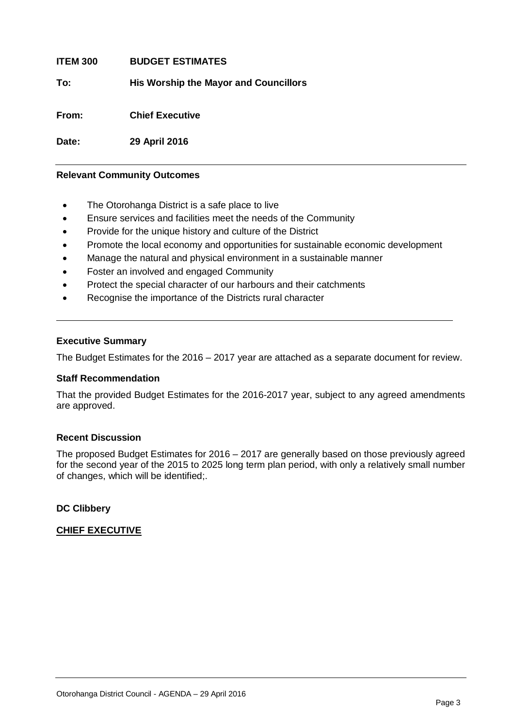**ITEM 300 BUDGET ESTIMATES**

**To: His Worship the Mayor and Councillors**

**From: Chief Executive**

**Date: 29 April 2016**

---

**Relevant Community Outcomes**

- The Otorohanga District is a safe place to live
- Ensure services and facilities meet the needs of the Community
- Provide for the unique history and culture of the District
- Promote the local economy and opportunities for sustainable economic development
- Manage the natural and physical environment in a sustainable manner
- Foster an involved and engaged Community
- Protect the special character of our harbours and their catchments
- Recognise the importance of the Districts rural character

---

**Executive Summary**

The Budget Estimates for the 2016 – 2017 year are attached as a separate document for review.

**Staff Recommendation**

That the provided Budget Estimates for the 2016-2017 year, subject to any agreed amendments are approved.

**Recent Discussion**

The proposed Budget Estimates for 2016 – 2017 are generally based on those previously agreed for the second year of the 2015 to 2025 long term plan period, with only a relatively small number of changes, which will be identified;.

**DC Clibbery**

**CHIEF EXECUTIVE**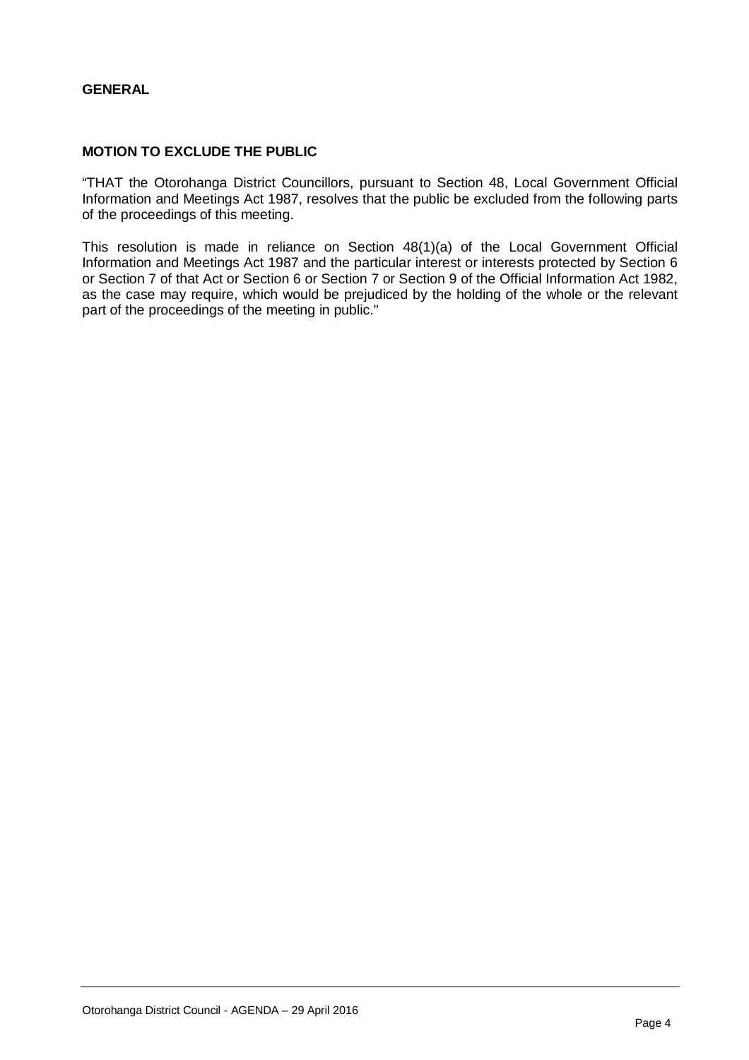**GENERAL**

**MOTION TO EXCLUDE THE PUBLIC**

"THAT the Otorohanga District Councillors, pursuant to Section 48, Local Government Official Information and Meetings Act 1987, resolves that the public be excluded from the following parts of the proceedings of this meeting.

This resolution is made in reliance on Section 48(1)(a) of the Local Government Official Information and Meetings Act 1987 and the particular interest or interests protected by Section 6 or Section 7 of that Act or Section 6 or Section 7 or Section 9 of the Official Information Act 1982, as the case may require, which would be prejudiced by the holding of the whole or the relevant part of the proceedings of the meeting in public."